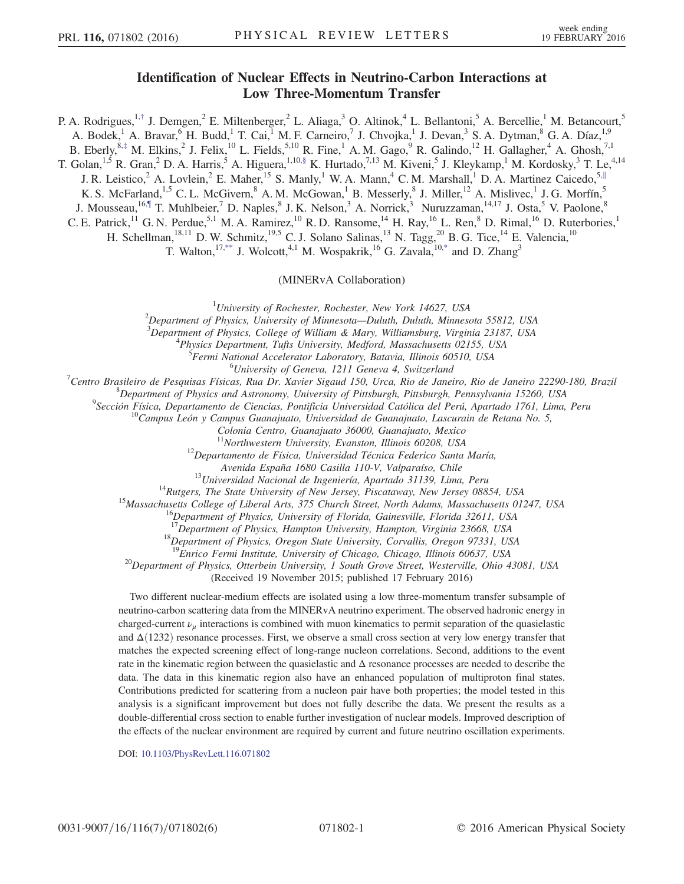# Identification of Nuclear Effects in Neutrino-Carbon Interactions at Low Three-Momentum Transfer

P. A. Rodrigues,[1,†] J. Demgen,[2] E. Miltenberger,[2] L. Aliaga,[3] O. Altinok,[4] L. Bellantoni,[5] A. Bercellie,[1] M. Betancourt,[5] A. Bodek,[1] A. Bravar,[6] H. Budd,[1] T. Cai,[1] M. F. Carneiro,[7] J. Chvojka,[1] J. Devan,[3] S. A. Dytman,[8] G. A. Díaz,[1,9] B. Eberly,[8,‡] M. Elkins,[2] J. Felix,[10] L. Fields,[5,10] R. Fine,[1] A. M. Gago,[9] R. Galindo,[12] H. Gallagher,[4] A. Ghosh,[7,1] T. Golan,[1,5] R. Gran,[2] D. A. Harris,[5] A. Higuera,[1,10,§] K. Hurtado,[7,13] M. Kiveni,[5] J. Kleykamp,[1] M. Kordosky,[3] T. Le,[4,14] J. R. Leistico,[2] A. Lovlein,[2] E. Maher,[15] S. Manly,[1] W. A. Mann,[4] C. M. Marshall,[1] D. A. Martinez Caicedo,[5,‖] K. S. McFarland,[1,5] C. L. McGivern,[8] A. M. McGowan,[1] B. Messerly,[8] J. Miller,[12] A. Mislivec,[1] J. G. Morfín,[5] J. Mousseau,[16,¶] T. Muhlbeier,[7] D. Naples,[8] J. K. Nelson,[3] A. Norrick,[3] Nuruzzaman,[14,17] J. Osta,[5] V. Paolone,[8] C. E. Patrick,[11] G. N. Perdue,[5,1] M. A. Ramirez,[10] R. D. Ransome,[14] H. Ray,[16] L. Ren,[8] D. Rimal,[16] D. Ruterbories,[1] H. Schellman,[18,11] D. W. Schmitz,[19,5] C. J. Solano Salinas,[13] N. Tagg,[20] B. G. Tice,[14] E. Valencia,[10] T. Walton,[17,**] J. Wolcott,[4,1] M. Wospakrik,[16] G. Zavala,[10,*] and D. Zhang[3]

(MINERvA Collaboration)

[1]University of Rochester, Rochester, New York 14627, USA
[2]Department of Physics, University of Minnesota—Duluth, Duluth, Minnesota 55812, USA
[3]Department of Physics, College of William & Mary, Williamsburg, Virginia 23187, USA
[4]Physics Department, Tufts University, Medford, Massachusetts 02155, USA
[5]Fermi National Accelerator Laboratory, Batavia, Illinois 60510, USA
[6]University of Geneva, 1211 Geneva 4, Switzerland
[7]Centro Brasileiro de Pesquisas Físicas, Rua Dr. Xavier Sigaud 150, Urca, Rio de Janeiro, Rio de Janeiro 22290-180, Brazil
[8]Department of Physics and Astronomy, University of Pittsburgh, Pittsburgh, Pennsylvania 15260, USA
[9]Sección Física, Departamento de Ciencias, Pontificia Universidad Católica del Perú, Apartado 1761, Lima, Peru
[10]Campus León y Campus Guanajuato, Universidad de Guanajuato, Lascurain de Retana No. 5, Colonia Centro, Guanajuato 36000, Guanajuato, Mexico
[11]Northwestern University, Evanston, Illinois 60208, USA
[12]Departamento de Física, Universidad Técnica Federico Santa María, Avenida España 1680 Casilla 110-V, Valparaíso, Chile
[13]Universidad Nacional de Ingeniería, Apartado 31139, Lima, Peru
[14]Rutgers, The State University of New Jersey, Piscataway, New Jersey 08854, USA
[15]Massachusetts College of Liberal Arts, 375 Church Street, North Adams, Massachusetts 01247, USA
[16]Department of Physics, University of Florida, Gainesville, Florida 32611, USA
[17]Department of Physics, Hampton University, Hampton, Virginia 23668, USA
[18]Department of Physics, Oregon State University, Corvallis, Oregon 97331, USA
[19]Enrico Fermi Institute, University of Chicago, Chicago, Illinois 60637, USA
[20]Department of Physics, Otterbein University, 1 South Grove Street, Westerville, Ohio 43081, USA

(Received 19 November 2015; published 17 February 2016)

Two different nuclear-medium effects are isolated using a low three-momentum transfer subsample of neutrino-carbon scattering data from the MINERvA neutrino experiment. The observed hadronic energy in charged-current $\nu_\mu$ interactions is combined with muon kinematics to permit separation of the quasielastic and $\Delta(1232)$ resonance processes. First, we observe a small cross section at very low energy transfer that matches the expected screening effect of long-range nucleon correlations. Second, additions to the event rate in the kinematic region between the quasielastic and $\Delta$ resonance processes are needed to describe the data. The data in this kinematic region also have an enhanced population of multiproton final states. Contributions predicted for scattering from a nucleon pair have both properties; the model tested in this analysis is a significant improvement but does not fully describe the data. We present the results as a double-differential cross section to enable further investigation of nuclear models. Improved description of the effects of the nuclear environment are required by current and future neutrino oscillation experiments.

DOI: 10.1103/PhysRevLett.116.071802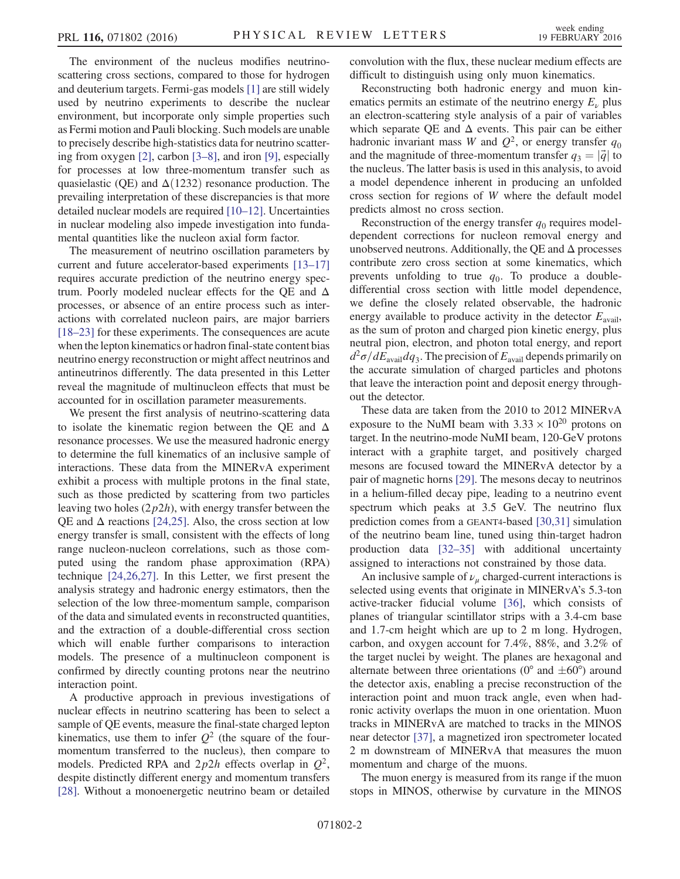The environment of the nucleus modifies neutrino-scattering cross sections, compared to those for hydrogen and deuterium targets. Fermi-gas models [1] are still widely used by neutrino experiments to describe the nuclear environment, but incorporate only simple properties such as Fermi motion and Pauli blocking. Such models are unable to precisely describe high-statistics data for neutrino scattering from oxygen [2], carbon [3–8], and iron [9], especially for processes at low three-momentum transfer such as quasielastic (QE) and $\Delta(1232)$ resonance production. The prevailing interpretation of these discrepancies is that more detailed nuclear models are required [10–12]. Uncertainties in nuclear modeling also impede investigation into fundamental quantities like the nucleon axial form factor.

The measurement of neutrino oscillation parameters by current and future accelerator-based experiments [13–17] requires accurate prediction of the neutrino energy spectrum. Poorly modeled nuclear effects for the QE and $\Delta$ processes, or absence of an entire process such as interactions with correlated nucleon pairs, are major barriers [18–23] for these experiments. The consequences are acute when the lepton kinematics or hadron final-state content bias neutrino energy reconstruction or might affect neutrinos and antineutrinos differently. The data presented in this Letter reveal the magnitude of multinucleon effects that must be accounted for in oscillation parameter measurements.

We present the first analysis of neutrino-scattering data to isolate the kinematic region between the QE and $\Delta$ resonance processes. We use the measured hadronic energy to determine the full kinematics of an inclusive sample of interactions. These data from the MINERvA experiment exhibit a process with multiple protons in the final state, such as those predicted by scattering from two particles leaving two holes ($2p2h$), with energy transfer between the QE and $\Delta$ reactions [24,25]. Also, the cross section at low energy transfer is small, consistent with the effects of long range nucleon-nucleon correlations, such as those computed using the random phase approximation (RPA) technique [24,26,27]. In this Letter, we first present the analysis strategy and hadronic energy estimators, then the selection of the low three-momentum sample, comparison of the data and simulated events in reconstructed quantities, and the extraction of a double-differential cross section which will enable further comparisons to interaction models. The presence of a multinucleon component is confirmed by directly counting protons near the neutrino interaction point.

A productive approach in previous investigations of nuclear effects in neutrino scattering has been to select a sample of QE events, measure the final-state charged lepton kinematics, use them to infer $Q^2$ (the square of the four-momentum transferred to the nucleus), then compare to models. Predicted RPA and $2p2h$ effects overlap in $Q^2$, despite distinctly different energy and momentum transfers [28]. Without a monoenergetic neutrino beam or detailed convolution with the flux, these nuclear medium effects are difficult to distinguish using only muon kinematics.

Reconstructing both hadronic energy and muon kinematics permits an estimate of the neutrino energy $E_\nu$ plus an electron-scattering style analysis of a pair of variables which separate QE and $\Delta$ events. This pair can be either hadronic invariant mass $W$ and $Q^2$, or energy transfer $q_0$ and the magnitude of three-momentum transfer $q_3 = |\vec{q}|$ to the nucleus. The latter basis is used in this analysis, to avoid a model dependence inherent in producing an unfolded cross section for regions of $W$ where the default model predicts almost no cross section.

Reconstruction of the energy transfer $q_0$ requires model-dependent corrections for nucleon removal energy and unobserved neutrons. Additionally, the QE and $\Delta$ processes contribute zero cross section at some kinematics, which prevents unfolding to true $q_0$. To produce a double-differential cross section with little model dependence, we define the closely related observable, the hadronic energy available to produce activity in the detector $E_{\mathrm{avail}}$, as the sum of proton and charged pion kinetic energy, plus neutral pion, electron, and photon total energy, and report $d^2\sigma/dE_{\mathrm{avail}}dq_3$. The precision of $E_{\mathrm{avail}}$ depends primarily on the accurate simulation of charged particles and photons that leave the interaction point and deposit energy throughout the detector.

These data are taken from the 2010 to 2012 MINERvA exposure to the NuMI beam with $3.33 \times 10^{20}$ protons on target. In the neutrino-mode NuMI beam, 120-GeV protons interact with a graphite target, and positively charged mesons are focused toward the MINERvA detector by a pair of magnetic horns [29]. The mesons decay to neutrinos in a helium-filled decay pipe, leading to a neutrino event spectrum which peaks at 3.5 GeV. The neutrino flux prediction comes from a GEANT4-based [30,31] simulation of the neutrino beam line, tuned using thin-target hadron production data [32–35] with additional uncertainty assigned to interactions not constrained by those data.

An inclusive sample of $\nu_\mu$ charged-current interactions is selected using events that originate in MINERvA's 5.3-ton active-tracker fiducial volume [36], which consists of planes of triangular scintillator strips with a 3.4-cm base and 1.7-cm height which are up to 2 m long. Hydrogen, carbon, and oxygen account for 7.4%, 88%, and 3.2% of the target nuclei by weight. The planes are hexagonal and alternate between three orientations (0° and ±60°) around the detector axis, enabling a precise reconstruction of the interaction point and muon track angle, even when hadronic activity overlaps the muon in one orientation. Muon tracks in MINERvA are matched to tracks in the MINOS near detector [37], a magnetized iron spectrometer located 2 m downstream of MINERvA that measures the muon momentum and charge of the muons.

The muon energy is measured from its range if the muon stops in MINOS, otherwise by curvature in the MINOS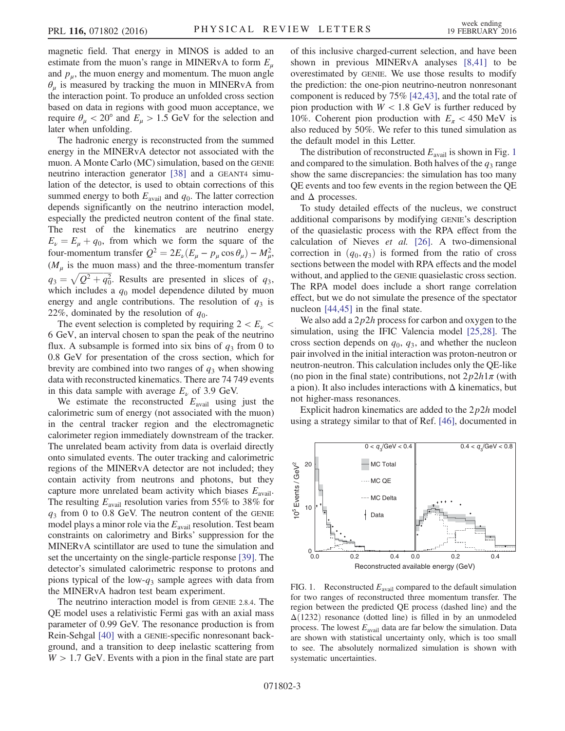magnetic field. That energy in MINOS is added to an estimate from the muon's range in MINERvA to form $E_\mu$ and $p_\mu$, the muon energy and momentum. The muon angle $\theta_\mu$ is measured by tracking the muon in MINERvA from the interaction point. To produce an unfolded cross section based on data in regions with good muon acceptance, we require $\theta_\mu < 20°$ and $E_\mu > 1.5$ GeV for the selection and later when unfolding.

The hadronic energy is reconstructed from the summed energy in the MINERvA detector not associated with the muon. A Monte Carlo (MC) simulation, based on the GENIE neutrino interaction generator [38] and a GEANT4 simulation of the detector, is used to obtain corrections of this summed energy to both $E_{\text{avail}}$ and $q_0$. The latter correction depends significantly on the neutrino interaction model, especially the predicted neutron content of the final state. The rest of the kinematics are neutrino energy $E_\nu = E_\mu + q_0$, from which we form the square of the four-momentum transfer $Q^2 = 2E_\nu(E_\mu - p_\mu \cos\theta_\mu) - M_\mu^2$, ($M_\mu$ is the muon mass) and the three-momentum transfer $q_3 = \sqrt{Q^2 + q_0^2}$. Results are presented in slices of $q_3$, which includes a $q_0$ model dependence diluted by muon energy and angle contributions. The resolution of $q_3$ is 22%, dominated by the resolution of $q_0$.

The event selection is completed by requiring $2 < E_\nu < 6$ GeV, an interval chosen to span the peak of the neutrino flux. A subsample is formed into six bins of $q_3$ from 0 to 0.8 GeV for presentation of the cross section, which for brevity are combined into two ranges of $q_3$ when showing data with reconstructed kinematics. There are 74 749 events in this data sample with average $E_\nu$ of 3.9 GeV.

We estimate the reconstructed $E_{\text{avail}}$ using just the calorimetric sum of energy (not associated with the muon) in the central tracker region and the electromagnetic calorimeter region immediately downstream of the tracker. The unrelated beam activity from data is overlaid directly onto simulated events. The outer tracking and calorimetric regions of the MINERvA detector are not included; they contain activity from neutrons and photons, but they capture more unrelated beam activity which biases $E_{\text{avail}}$. The resulting $E_{\text{avail}}$ resolution varies from 55% to 38% for $q_3$ from 0 to 0.8 GeV. The neutron content of the GENIE model plays a minor role via the $E_{\text{avail}}$ resolution. Test beam constraints on calorimetry and Birks' suppression for the MINERvA scintillator are used to tune the simulation and set the uncertainty on the single-particle response [39]. The detector's simulated calorimetric response to protons and pions typical of the low-$q_3$ sample agrees with data from the MINERvA hadron test beam experiment.

The neutrino interaction model is from GENIE 2.8.4. The QE model uses a relativistic Fermi gas with an axial mass parameter of 0.99 GeV. The resonance production is from Rein-Sehgal [40] with a GENIE-specific nonresonant background, and a transition to deep inelastic scattering from $W > 1.7$ GeV. Events with a pion in the final state are part of this inclusive charged-current selection, and have been shown in previous MINERvA analyses [8,41] to be overestimated by GENIE. We use those results to modify the prediction: the one-pion neutrino-neutron nonresonant component is reduced by 75% [42,43], and the total rate of pion production with $W < 1.8$ GeV is further reduced by 10%. Coherent pion production with $E_\pi < 450$ MeV is also reduced by 50%. We refer to this tuned simulation as the default model in this Letter.

The distribution of reconstructed $E_{\text{avail}}$ is shown in Fig. 1 and compared to the simulation. Both halves of the $q_3$ range show the same discrepancies: the simulation has too many QE events and too few events in the region between the QE and $\Delta$ processes.

To study detailed effects of the nucleus, we construct additional comparisons by modifying GENIE's description of the quasielastic process with the RPA effect from the calculation of Nieves *et al.* [26]. A two-dimensional correction in $(q_0, q_3)$ is formed from the ratio of cross sections between the model with RPA effects and the model without, and applied to the GENIE quasielastic cross section. The RPA model does include a short range correlation effect, but we do not simulate the presence of the spectator nucleon [44,45] in the final state.

We also add a $2p2h$ process for carbon and oxygen to the simulation, using the IFIC Valencia model [25,28]. The cross section depends on $q_0$, $q_3$, and whether the nucleon pair involved in the initial interaction was proton-neutron or neutron-neutron. This calculation includes only the QE-like (no pion in the final state) contributions, not $2p2h1\pi$ (with a pion). It also includes interactions with $\Delta$ kinematics, but not higher-mass resonances.

Explicit hadron kinematics are added to the $2p2h$ model using a strategy similar to that of Ref. [46], documented in

FIG. 1. Reconstructed $E_{\text{avail}}$ compared to the default simulation for two ranges of reconstructed three momentum transfer. The region between the predicted QE process (dashed line) and the $\Delta(1232)$ resonance (dotted line) is filled in by an unmodeled process. The lowest $E_{\text{avail}}$ data are far below the simulation. Data are shown with statistical uncertainty only, which is too small to see. The absolutely normalized simulation is shown with systematic uncertainties.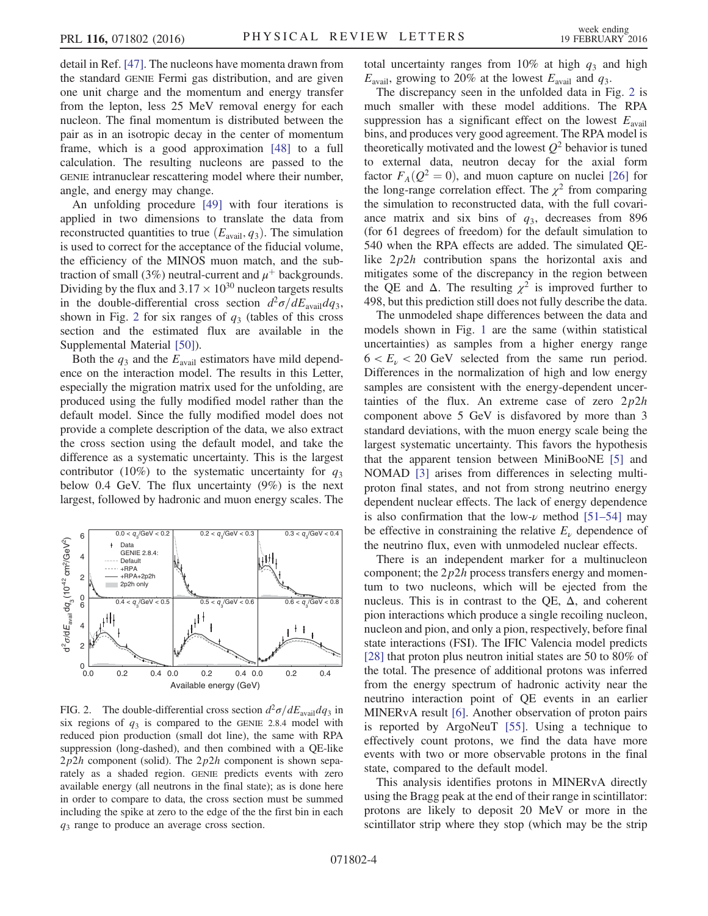detail in Ref. [47]. The nucleons have momenta drawn from the standard GENIE Fermi gas distribution, and are given one unit charge and the momentum and energy transfer from the lepton, less 25 MeV removal energy for each nucleon. The final momentum is distributed between the pair as in an isotropic decay in the center of momentum frame, which is a good approximation [48] to a full calculation. The resulting nucleons are passed to the GENIE intranuclear rescattering model where their number, angle, and energy may change.

An unfolding procedure [49] with four iterations is applied in two dimensions to translate the data from reconstructed quantities to true ($E_{\mathrm{avail}}, q_3$). The simulation is used to correct for the acceptance of the fiducial volume, the efficiency of the MINOS muon match, and the subtraction of small (3%) neutral-current and $\mu^+$ backgrounds. Dividing by the flux and $3.17 \times 10^{30}$ nucleon targets results in the double-differential cross section $d^2\sigma/dE_{\mathrm{avail}}dq_3$, shown in Fig. 2 for six ranges of $q_3$ (tables of this cross section and the estimated flux are available in the Supplemental Material [50]).

Both the $q_3$ and the $E_{\mathrm{avail}}$ estimators have mild dependence on the interaction model. The results in this Letter, especially the migration matrix used for the unfolding, are produced using the fully modified model rather than the default model. Since the fully modified model does not provide a complete description of the data, we also extract the cross section using the default model, and take the difference as a systematic uncertainty. This is the largest contributor (10%) to the systematic uncertainty for $q_3$ below 0.4 GeV. The flux uncertainty (9%) is the next largest, followed by hadronic and muon energy scales. The total uncertainty ranges from 10% at high $q_3$ and high $E_{\mathrm{avail}}$, growing to 20% at the lowest $E_{\mathrm{avail}}$ and $q_3$.

FIG. 2. The double-differential cross section $d^2\sigma/dE_{\mathrm{avail}}dq_3$ in six regions of $q_3$ is compared to the GENIE 2.8.4 model with reduced pion production (small dot line), the same with RPA suppression (long-dashed), and then combined with a QE-like $2p2h$ component (solid). The $2p2h$ component is shown separately as a shaded region. GENIE predicts events with zero available energy (all neutrons in the final state); as is done here in order to compare to data, the cross section must be summed including the spike at zero to the edge of the the first bin in each $q_3$ range to produce an average cross section.

The discrepancy seen in the unfolded data in Fig. 2 is much smaller with these model additions. The RPA suppression has a significant effect on the lowest $E_{\mathrm{avail}}$ bins, and produces very good agreement. The RPA model is theoretically motivated and the lowest $Q^2$ behavior is tuned to external data, neutron decay for the axial form factor $F_A(Q^2 = 0)$, and muon capture on nuclei [26] for the long-range correlation effect. The $\chi^2$ from comparing the simulation to reconstructed data, with the full covariance matrix and six bins of $q_3$, decreases from 896 (for 61 degrees of freedom) for the default simulation to 540 when the RPA effects are added. The simulated QE-like $2p2h$ contribution spans the horizontal axis and mitigates some of the discrepancy in the region between the QE and $\Delta$. The resulting $\chi^2$ is improved further to 498, but this prediction still does not fully describe the data.

The unmodeled shape differences between the data and models shown in Fig. 1 are the same (within statistical uncertainties) as samples from a higher energy range $6 < E_\nu < 20$ GeV selected from the same run period. Differences in the normalization of high and low energy samples are consistent with the energy-dependent uncertainties of the flux. An extreme case of zero $2p2h$ component above 5 GeV is disfavored by more than 3 standard deviations, with the muon energy scale being the largest systematic uncertainty. This favors the hypothesis that the apparent tension between MiniBooNE [5] and NOMAD [3] arises from differences in selecting multiproton final states, and not from strong neutrino energy dependent nuclear effects. The lack of energy dependence is also confirmation that the low-$\nu$ method [51–54] may be effective in constraining the relative $E_\nu$ dependence of the neutrino flux, even with unmodeled nuclear effects.

There is an independent marker for a multinucleon component; the $2p2h$ process transfers energy and momentum to two nucleons, which will be ejected from the nucleus. This is in contrast to the QE, $\Delta$, and coherent pion interactions which produce a single recoiling nucleon, nucleon and pion, and only a pion, respectively, before final state interactions (FSI). The IFIC Valencia model predicts [28] that proton plus neutron initial states are 50 to 80% of the total. The presence of additional protons was inferred from the energy spectrum of hadronic activity near the neutrino interaction point of QE events in an earlier MINERvA result [6]. Another observation of proton pairs is reported by ArgoNeuT [55]. Using a technique to effectively count protons, we find the data have more events with two or more observable protons in the final state, compared to the default model.

This analysis identifies protons in MINERvA directly using the Bragg peak at the end of their range in scintillator: protons are likely to deposit 20 MeV or more in the scintillator strip where they stop (which may be the strip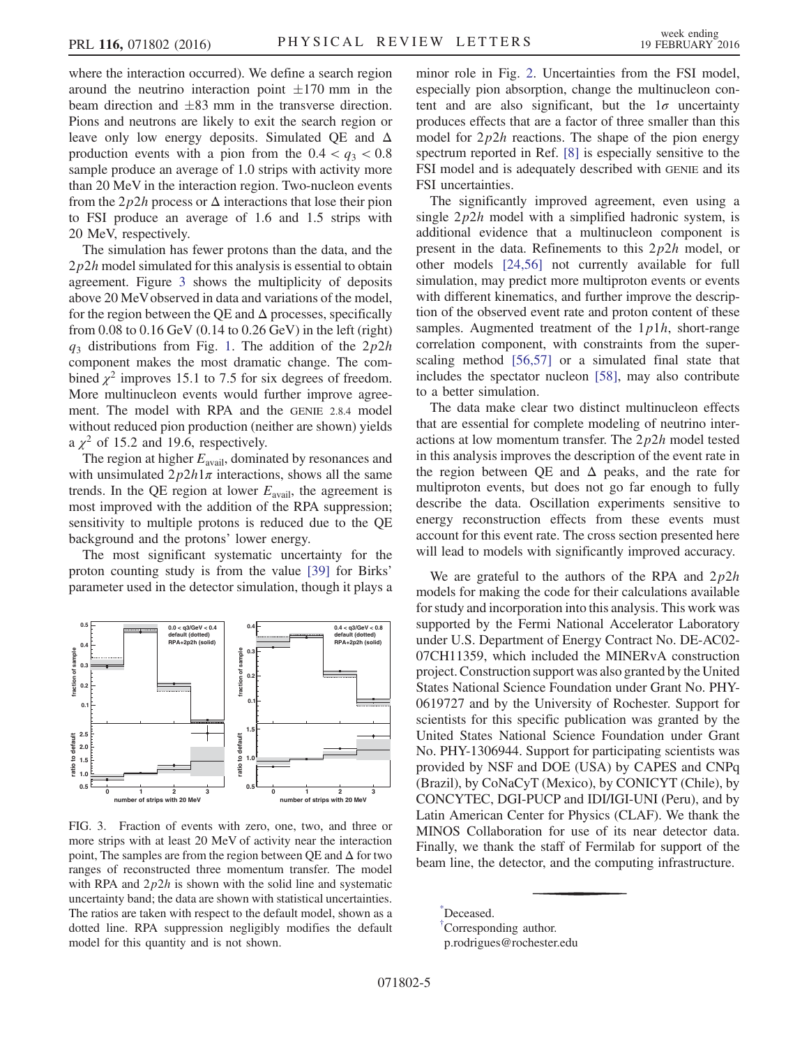where the interaction occurred). We define a search region around the neutrino interaction point $\pm170$ mm in the beam direction and $\pm83$ mm in the transverse direction. Pions and neutrons are likely to exit the search region or leave only low energy deposits. Simulated QE and $\Delta$ production events with a pion from the $0.4 < q_3 < 0.8$ sample produce an average of 1.0 strips with activity more than 20 MeV in the interaction region. Two-nucleon events from the $2p2h$ process or $\Delta$ interactions that lose their pion to FSI produce an average of 1.6 and 1.5 strips with 20 MeV, respectively.

The simulation has fewer protons than the data, and the $2p2h$ model simulated for this analysis is essential to obtain agreement. Figure 3 shows the multiplicity of deposits above 20 MeV observed in data and variations of the model, for the region between the QE and $\Delta$ processes, specifically from 0.08 to 0.16 GeV (0.14 to 0.26 GeV) in the left (right) $q_3$ distributions from Fig. 1. The addition of the $2p2h$ component makes the most dramatic change. The combined $\chi^2$ improves 15.1 to 7.5 for six degrees of freedom. More multinucleon events would further improve agreement. The model with RPA and the GENIE 2.8.4 model without reduced pion production (neither are shown) yields a $\chi^2$ of 15.2 and 19.6, respectively.

The region at higher $E_{\mathrm{avail}}$, dominated by resonances and with unsimulated $2p2h1\pi$ interactions, shows all the same trends. In the QE region at lower $E_{\mathrm{avail}}$, the agreement is most improved with the addition of the RPA suppression; sensitivity to multiple protons is reduced due to the QE background and the protons' lower energy.

The most significant systematic uncertainty for the proton counting study is from the value [39] for Birks' parameter used in the detector simulation, though it plays a minor role in Fig. 2. Uncertainties from the FSI model, especially pion absorption, change the multinucleon content and are also significant, but the $1\sigma$ uncertainty produces effects that are a factor of three smaller than this model for $2p2h$ reactions. The shape of the pion energy spectrum reported in Ref. [8] is especially sensitive to the FSI model and is adequately described with GENIE and its FSI uncertainties.

FIG. 3. Fraction of events with zero, one, two, and three or more strips with at least 20 MeV of activity near the interaction point, The samples are from the region between QE and $\Delta$ for two ranges of reconstructed three momentum transfer. The model with RPA and $2p2h$ is shown with the solid line and systematic uncertainty band; the data are shown with statistical uncertainties. The ratios are taken with respect to the default model, shown as a dotted line. RPA suppression negligibly modifies the default model for this quantity and is not shown.

The significantly improved agreement, even using a single $2p2h$ model with a simplified hadronic system, is additional evidence that a multinucleon component is present in the data. Refinements to this $2p2h$ model, or other models [24,56] not currently available for full simulation, may predict more multiproton events or events with different kinematics, and further improve the description of the observed event rate and proton content of these samples. Augmented treatment of the $1p1h$, short-range correlation component, with constraints from the superscaling method [56,57] or a simulated final state that includes the spectator nucleon [58], may also contribute to a better simulation.

The data make clear two distinct multinucleon effects that are essential for complete modeling of neutrino interactions at low momentum transfer. The $2p2h$ model tested in this analysis improves the description of the event rate in the region between QE and $\Delta$ peaks, and the rate for multiproton events, but does not go far enough to fully describe the data. Oscillation experiments sensitive to energy reconstruction effects from these events must account for this event rate. The cross section presented here will lead to models with significantly improved accuracy.

We are grateful to the authors of the RPA and $2p2h$ models for making the code for their calculations available for study and incorporation into this analysis. This work was supported by the Fermi National Accelerator Laboratory under U.S. Department of Energy Contract No. DE-AC02-07CH11359, which included the MINERvA construction project. Construction support was also granted by the United States National Science Foundation under Grant No. PHY-0619727 and by the University of Rochester. Support for scientists for this specific publication was granted by the United States National Science Foundation under Grant No. PHY-1306944. Support for participating scientists was provided by NSF and DOE (USA) by CAPES and CNPq (Brazil), by CoNaCyT (Mexico), by CONICYT (Chile), by CONCYTEC, DGI-PUCP and IDI/IGI-UNI (Peru), and by Latin American Center for Physics (CLAF). We thank the MINOS Collaboration for use of its near detector data. Finally, we thank the staff of Fermilab for support of the beam line, the detector, and the computing infrastructure.

[*]Deceased.

[†]Corresponding author.
p.rodrigues@rochester.edu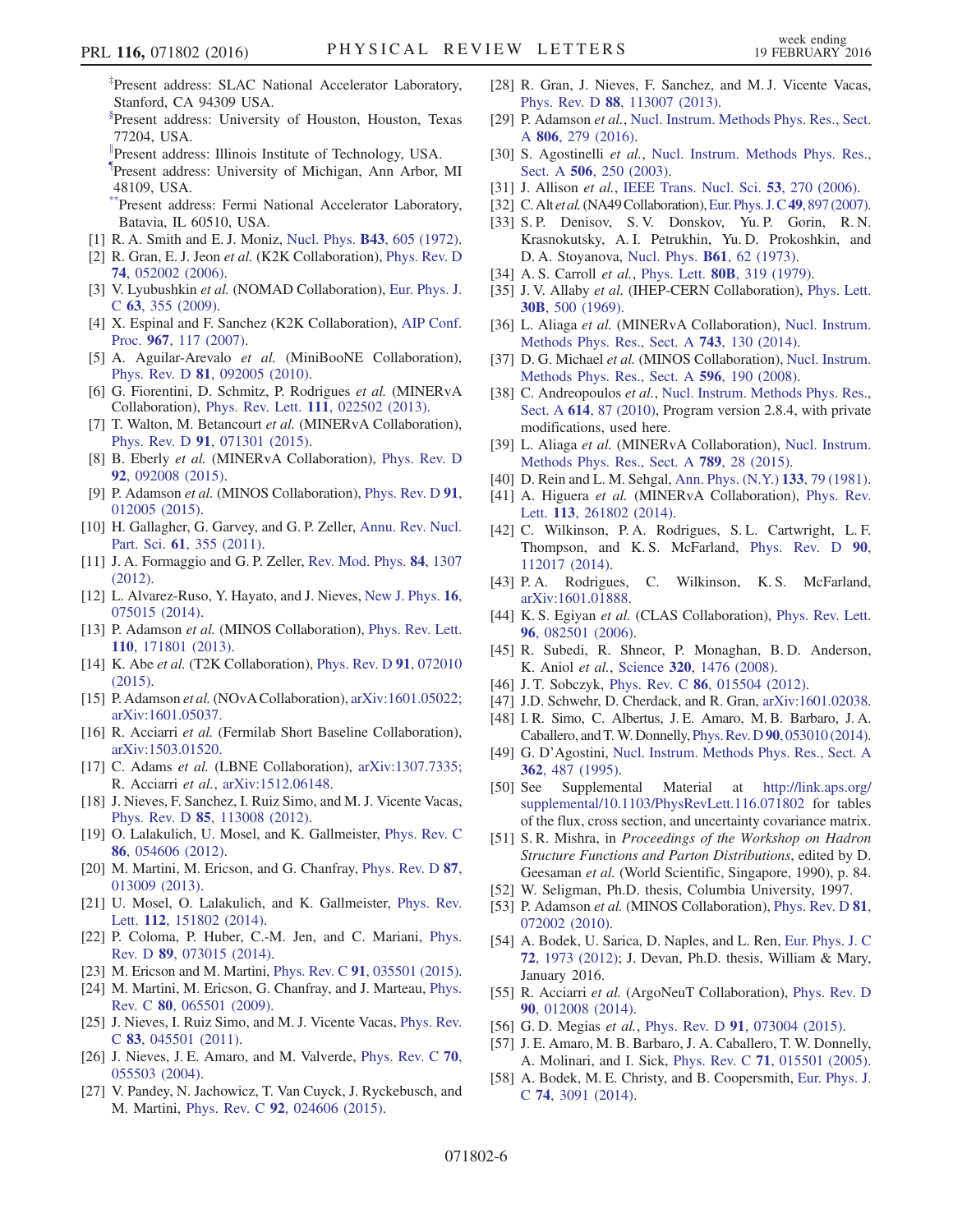‡Present address: SLAC National Accelerator Laboratory, Stanford, CA 94309 USA.

§Present address: University of Houston, Houston, Texas 77204, USA.

‖Present address: Illinois Institute of Technology, USA.

¶Present address: University of Michigan, Ann Arbor, MI 48109, USA.

**Present address: Fermi National Accelerator Laboratory, Batavia, IL 60510, USA.

[1] R. A. Smith and E. J. Moniz, Nucl. Phys. **B43**, 605 (1972).

[2] R. Gran, E. J. Jeon *et al.* (K2K Collaboration), Phys. Rev. D **74**, 052002 (2006).

[3] V. Lyubushkin *et al.* (NOMAD Collaboration), Eur. Phys. J. C **63**, 355 (2009).

[4] X. Espinal and F. Sanchez (K2K Collaboration), AIP Conf. Proc. **967**, 117 (2007).

[5] A. Aguilar-Arevalo *et al.* (MiniBooNE Collaboration), Phys. Rev. D **81**, 092005 (2010).

[6] G. Fiorentini, D. Schmitz, P. Rodrigues *et al.* (MINERvA Collaboration), Phys. Rev. Lett. **111**, 022502 (2013).

[7] T. Walton, M. Betancourt *et al.* (MINERvA Collaboration), Phys. Rev. D **91**, 071301 (2015).

[8] B. Eberly *et al.* (MINERvA Collaboration), Phys. Rev. D **92**, 092008 (2015).

[9] P. Adamson *et al.* (MINOS Collaboration), Phys. Rev. D **91**, 012005 (2015).

[10] H. Gallagher, G. Garvey, and G. P. Zeller, Annu. Rev. Nucl. Part. Sci. **61**, 355 (2011).

[11] J. A. Formaggio and G. P. Zeller, Rev. Mod. Phys. **84**, 1307 (2012).

[12] L. Alvarez-Ruso, Y. Hayato, and J. Nieves, New J. Phys. **16**, 075015 (2014).

[13] P. Adamson *et al.* (MINOS Collaboration), Phys. Rev. Lett. **110**, 171801 (2013).

[14] K. Abe *et al.* (T2K Collaboration), Phys. Rev. D **91**, 072010 (2015).

[15] P. Adamson *et al.* (NOvA Collaboration), arXiv:1601.05022; arXiv:1601.05037.

[16] R. Acciarri *et al.* (Fermilab Short Baseline Collaboration), arXiv:1503.01520.

[17] C. Adams *et al.* (LBNE Collaboration), arXiv:1307.7335; R. Acciarri *et al.*, arXiv:1512.06148.

[18] J. Nieves, F. Sanchez, I. Ruiz Simo, and M. J. Vicente Vacas, Phys. Rev. D **85**, 113008 (2012).

[19] O. Lalakulich, U. Mosel, and K. Gallmeister, Phys. Rev. C **86**, 054606 (2012).

[20] M. Martini, M. Ericson, and G. Chanfray, Phys. Rev. D **87**, 013009 (2013).

[21] U. Mosel, O. Lalakulich, and K. Gallmeister, Phys. Rev. Lett. **112**, 151802 (2014).

[22] P. Coloma, P. Huber, C.-M. Jen, and C. Mariani, Phys. Rev. D **89**, 073015 (2014).

[23] M. Ericson and M. Martini, Phys. Rev. C **91**, 035501 (2015).

[24] M. Martini, M. Ericson, G. Chanfray, and J. Marteau, Phys. Rev. C **80**, 065501 (2009).

[25] J. Nieves, I. Ruiz Simo, and M. J. Vicente Vacas, Phys. Rev. C **83**, 045501 (2011).

[26] J. Nieves, J. E. Amaro, and M. Valverde, Phys. Rev. C **70**, 055503 (2004).

[27] V. Pandey, N. Jachowicz, T. Van Cuyck, J. Ryckebusch, and M. Martini, Phys. Rev. C **92**, 024606 (2015).

[28] R. Gran, J. Nieves, F. Sanchez, and M. J. Vicente Vacas, Phys. Rev. D **88**, 113007 (2013).

[29] P. Adamson *et al.*, Nucl. Instrum. Methods Phys. Res., Sect. A **806**, 279 (2016).

[30] S. Agostinelli *et al.*, Nucl. Instrum. Methods Phys. Res., Sect. A **506**, 250 (2003).

[31] J. Allison *et al.*, IEEE Trans. Nucl. Sci. **53**, 270 (2006).

[32] C. Alt *et al.* (NA49 Collaboration), Eur. Phys. J. C **49**, 897 (2007).

[33] S. P. Denisov, S. V. Donskov, Yu. P. Gorin, R. N. Krasnokutsky, A. I. Petrukhin, Yu. D. Prokoshkin, and D. A. Stoyanova, Nucl. Phys. **B61**, 62 (1973).

[34] A. S. Carroll *et al.*, Phys. Lett. **80B**, 319 (1979).

[35] J. V. Allaby *et al.* (IHEP-CERN Collaboration), Phys. Lett. **30B**, 500 (1969).

[36] L. Aliaga *et al.* (MINERvA Collaboration), Nucl. Instrum. Methods Phys. Res., Sect. A **743**, 130 (2014).

[37] D. G. Michael *et al.* (MINOS Collaboration), Nucl. Instrum. Methods Phys. Res., Sect. A **596**, 190 (2008).

[38] C. Andreopoulos *et al.*, Nucl. Instrum. Methods Phys. Res., Sect. A **614**, 87 (2010), Program version 2.8.4, with private modifications, used here.

[39] L. Aliaga *et al.* (MINERvA Collaboration), Nucl. Instrum. Methods Phys. Res., Sect. A **789**, 28 (2015).

[40] D. Rein and L. M. Sehgal, Ann. Phys. (N.Y.) **133**, 79 (1981).

[41] A. Higuera *et al.* (MINERvA Collaboration), Phys. Rev. Lett. **113**, 261802 (2014).

[42] C. Wilkinson, P. A. Rodrigues, S. L. Cartwright, L. F. Thompson, and K. S. McFarland, Phys. Rev. D **90**, 112017 (2014).

[43] P. A. Rodrigues, C. Wilkinson, K. S. McFarland, arXiv:1601.01888.

[44] K. S. Egiyan *et al.* (CLAS Collaboration), Phys. Rev. Lett. **96**, 082501 (2006).

[45] R. Subedi, R. Shneor, P. Monaghan, B. D. Anderson, K. Aniol *et al.*, Science **320**, 1476 (2008).

[46] J. T. Sobczyk, Phys. Rev. C **86**, 015504 (2012).

[47] J.D. Schwehr, D. Cherdack, and R. Gran, arXiv:1601.02038.

[48] I. R. Simo, C. Albertus, J. E. Amaro, M. B. Barbaro, J. A. Caballero, and T. W. Donnelly, Phys. Rev. D **90**, 053010 (2014).

[49] G. D'Agostini, Nucl. Instrum. Methods Phys. Res., Sect. A **362**, 487 (1995).

[50] See Supplemental Material at http://link.aps.org/supplemental/10.1103/PhysRevLett.116.071802 for tables of the flux, cross section, and uncertainty covariance matrix.

[51] S. R. Mishra, in *Proceedings of the Workshop on Hadron Structure Functions and Parton Distributions*, edited by D. Geesaman *et al.* (World Scientific, Singapore, 1990), p. 84.

[52] W. Seligman, Ph.D. thesis, Columbia University, 1997.

[53] P. Adamson *et al.* (MINOS Collaboration), Phys. Rev. D **81**, 072002 (2010).

[54] A. Bodek, U. Sarica, D. Naples, and L. Ren, Eur. Phys. J. C **72**, 1973 (2012); J. Devan, Ph.D. thesis, William & Mary, January 2016.

[55] R. Acciarri *et al.* (ArgoNeuT Collaboration), Phys. Rev. D **90**, 012008 (2014).

[56] G. D. Megias *et al.*, Phys. Rev. D **91**, 073004 (2015).

[57] J. E. Amaro, M. B. Barbaro, J. A. Caballero, T. W. Donnelly, A. Molinari, and I. Sick, Phys. Rev. C **71**, 015501 (2005).

[58] A. Bodek, M. E. Christy, and B. Coopersmith, Eur. Phys. J. C **74**, 3091 (2014).